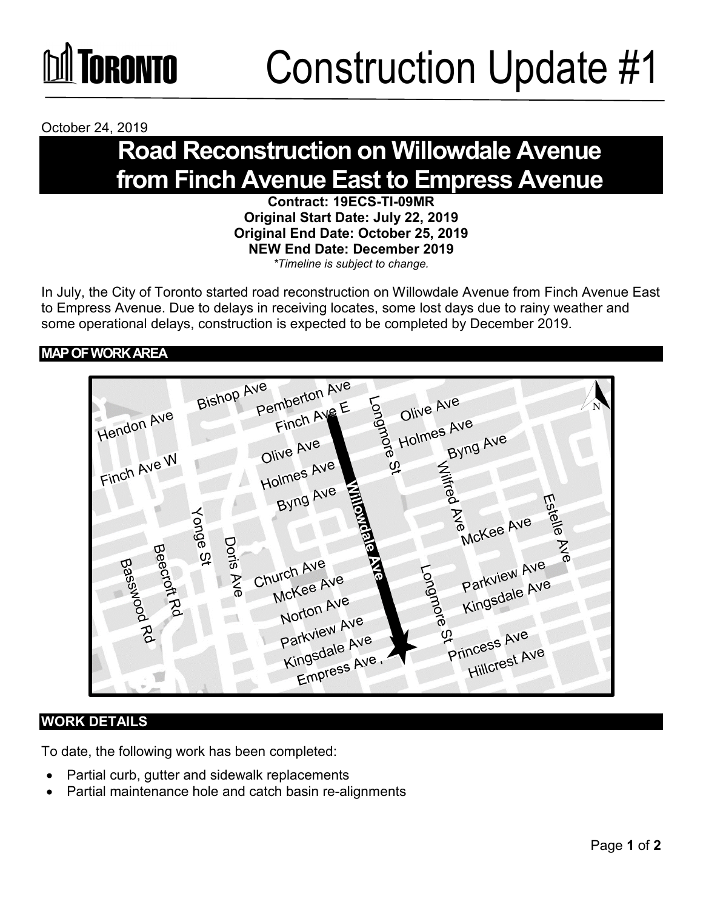# Construction Update #1

October 24, 2019

## Road Reconstruction on Willowdale Avenue from Finch Avenue East to Empress Avenue

**Contract: 19ECS-TI-09MR**
**Original Start Date: July 22, 2019**
**Original End Date: October 25, 2019**
**NEW End Date: December 2019**
*\*Timeline is subject to change.*

In July, the City of Toronto started road reconstruction on Willowdale Avenue from Finch Avenue East to Empress Avenue. Due to delays in receiving locates, some lost days due to rainy weather and some operational delays, construction is expected to be completed by December 2019.

### MAP OF WORK AREA

### WORK DETAILS

To date, the following work has been completed:

- Partial curb, gutter and sidewalk replacements
- Partial maintenance hole and catch basin re-alignments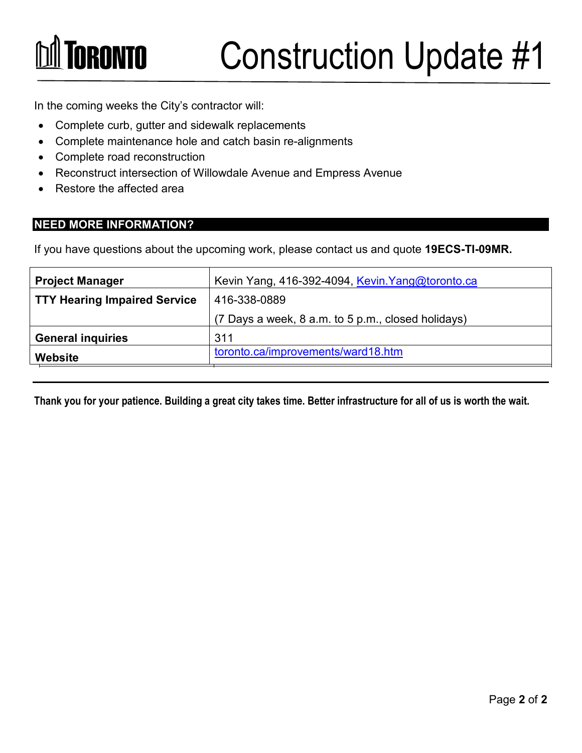# Construction Update #1

In the coming weeks the City's contractor will:

- Complete curb, gutter and sidewalk replacements
- Complete maintenance hole and catch basin re-alignments
- Complete road reconstruction
- Reconstruct intersection of Willowdale Avenue and Empress Avenue
- Restore the affected area

## NEED MORE INFORMATION?

If you have questions about the upcoming work, please contact us and quote **19ECS-TI-09MR.**

| | |
|---|---|
| **Project Manager** | Kevin Yang, 416-392-4094, Kevin.Yang@toronto.ca |
| **TTY Hearing Impaired Service** | 416-338-0889<br>(7 Days a week, 8 a.m. to 5 p.m., closed holidays) |
| **General inquiries** | 311 |
| **Website** | toronto.ca/improvements/ward18.htm |

**Thank you for your patience. Building a great city takes time. Better infrastructure for all of us is worth the wait.**